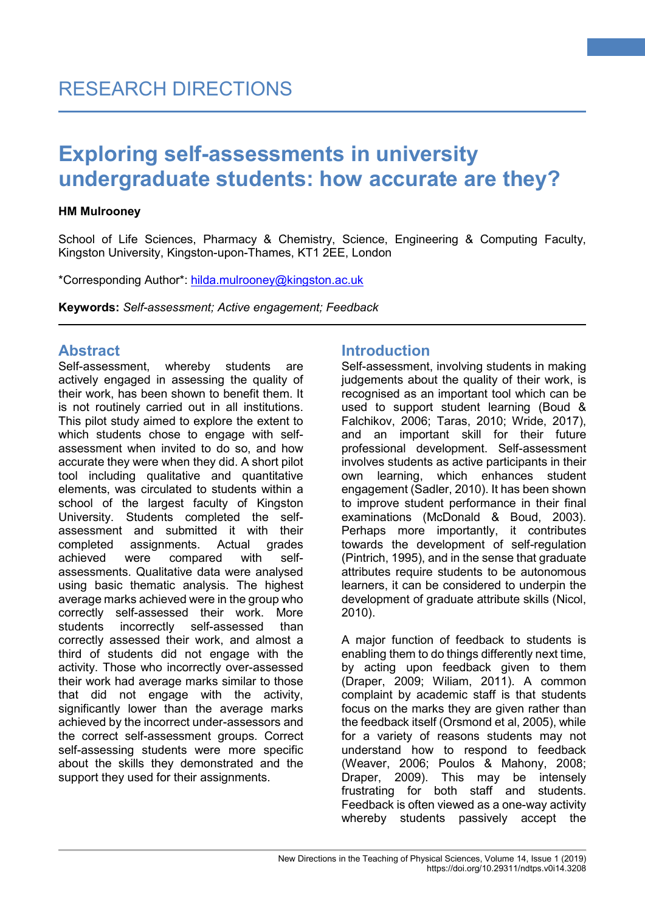RESEARCH DIRECTIONS

# Exploring self-assessments in university undergraduate students: how accurate are they?

**HM Mulrooney**

School of Life Sciences, Pharmacy & Chemistry, Science, Engineering & Computing Faculty, Kingston University, Kingston-upon-Thames, KT1 2EE, London

*Corresponding Author*: hilda.mulrooney@kingston.ac.uk

**Keywords:** *Self-assessment; Active engagement; Feedback*

## Abstract

Self-assessment, whereby students are actively engaged in assessing the quality of their work, has been shown to benefit them. It is not routinely carried out in all institutions. This pilot study aimed to explore the extent to which students chose to engage with self-assessment when invited to do so, and how accurate they were when they did. A short pilot tool including qualitative and quantitative elements, was circulated to students within a school of the largest faculty of Kingston University. Students completed the self-assessment and submitted it with their completed assignments. Actual grades achieved were compared with self-assessments. Qualitative data were analysed using basic thematic analysis. The highest average marks achieved were in the group who correctly self-assessed their work. More students incorrectly self-assessed than correctly assessed their work, and almost a third of students did not engage with the activity. Those who incorrectly over-assessed their work had average marks similar to those that did not engage with the activity, significantly lower than the average marks achieved by the incorrect under-assessors and the correct self-assessment groups. Correct self-assessing students were more specific about the skills they demonstrated and the support they used for their assignments.

## Introduction

Self-assessment, involving students in making judgements about the quality of their work, is recognised as an important tool which can be used to support student learning (Boud & Falchikov, 2006; Taras, 2010; Wride, 2017), and an important skill for their future professional development. Self-assessment involves students as active participants in their own learning, which enhances student engagement (Sadler, 2010). It has been shown to improve student performance in their final examinations (McDonald & Boud, 2003). Perhaps more importantly, it contributes towards the development of self-regulation (Pintrich, 1995), and in the sense that graduate attributes require students to be autonomous learners, it can be considered to underpin the development of graduate attribute skills (Nicol, 2010).

A major function of feedback to students is enabling them to do things differently next time, by acting upon feedback given to them (Draper, 2009; Wiliam, 2011). A common complaint by academic staff is that students focus on the marks they are given rather than the feedback itself (Orsmond et al, 2005), while for a variety of reasons students may not understand how to respond to feedback (Weaver, 2006; Poulos & Mahony, 2008; Draper, 2009). This may be intensely frustrating for both staff and students. Feedback is often viewed as a one-way activity whereby students passively accept the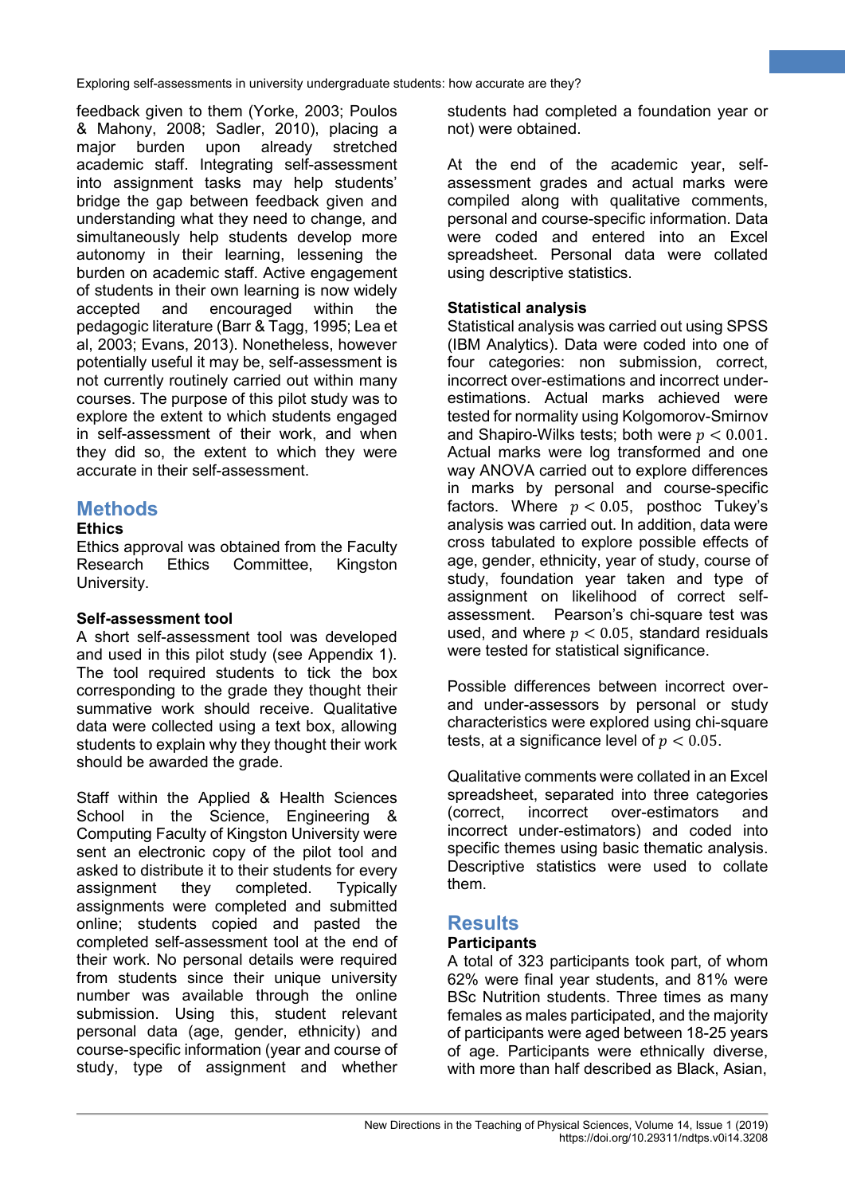feedback given to them (Yorke, 2003; Poulos & Mahony, 2008; Sadler, 2010), placing a major burden upon already stretched academic staff. Integrating self-assessment into assignment tasks may help students' bridge the gap between feedback given and understanding what they need to change, and simultaneously help students develop more autonomy in their learning, lessening the burden on academic staff. Active engagement of students in their own learning is now widely accepted and encouraged within the pedagogic literature (Barr & Tagg, 1995; Lea et al, 2003; Evans, 2013). Nonetheless, however potentially useful it may be, self-assessment is not currently routinely carried out within many courses. The purpose of this pilot study was to explore the extent to which students engaged in self-assessment of their work, and when they did so, the extent to which they were accurate in their self-assessment.

## Methods

### Ethics

Ethics approval was obtained from the Faculty Research Ethics Committee, Kingston University.

### Self-assessment tool

A short self-assessment tool was developed and used in this pilot study (see Appendix 1). The tool required students to tick the box corresponding to the grade they thought their summative work should receive. Qualitative data were collected using a text box, allowing students to explain why they thought their work should be awarded the grade.

Staff within the Applied & Health Sciences School in the Science, Engineering & Computing Faculty of Kingston University were sent an electronic copy of the pilot tool and asked to distribute it to their students for every assignment they completed. Typically assignments were completed and submitted online; students copied and pasted the completed self-assessment tool at the end of their work. No personal details were required from students since their unique university number was available through the online submission. Using this, student relevant personal data (age, gender, ethnicity) and course-specific information (year and course of study, type of assignment and whether students had completed a foundation year or not) were obtained.

At the end of the academic year, self-assessment grades and actual marks were compiled along with qualitative comments, personal and course-specific information. Data were coded and entered into an Excel spreadsheet. Personal data were collated using descriptive statistics.

### Statistical analysis

Statistical analysis was carried out using SPSS (IBM Analytics). Data were coded into one of four categories: non submission, correct, incorrect over-estimations and incorrect under-estimations. Actual marks achieved were tested for normality using Kolgomorov-Smirnov and Shapiro-Wilks tests; both were $p < 0.001$. Actual marks were log transformed and one way ANOVA carried out to explore differences in marks by personal and course-specific factors. Where $p < 0.05$, posthoc Tukey's analysis was carried out. In addition, data were cross tabulated to explore possible effects of age, gender, ethnicity, year of study, course of study, foundation year taken and type of assignment on likelihood of correct self-assessment. Pearson's chi-square test was used, and where $p < 0.05$, standard residuals were tested for statistical significance.

Possible differences between incorrect over- and under-assessors by personal or study characteristics were explored using chi-square tests, at a significance level of $p < 0.05$.

Qualitative comments were collated in an Excel spreadsheet, separated into three categories (correct, incorrect over-estimators and incorrect under-estimators) and coded into specific themes using basic thematic analysis. Descriptive statistics were used to collate them.

## Results

### Participants

A total of 323 participants took part, of whom 62% were final year students, and 81% were BSc Nutrition students. Three times as many females as males participated, and the majority of participants were aged between 18-25 years of age. Participants were ethnically diverse, with more than half described as Black, Asian,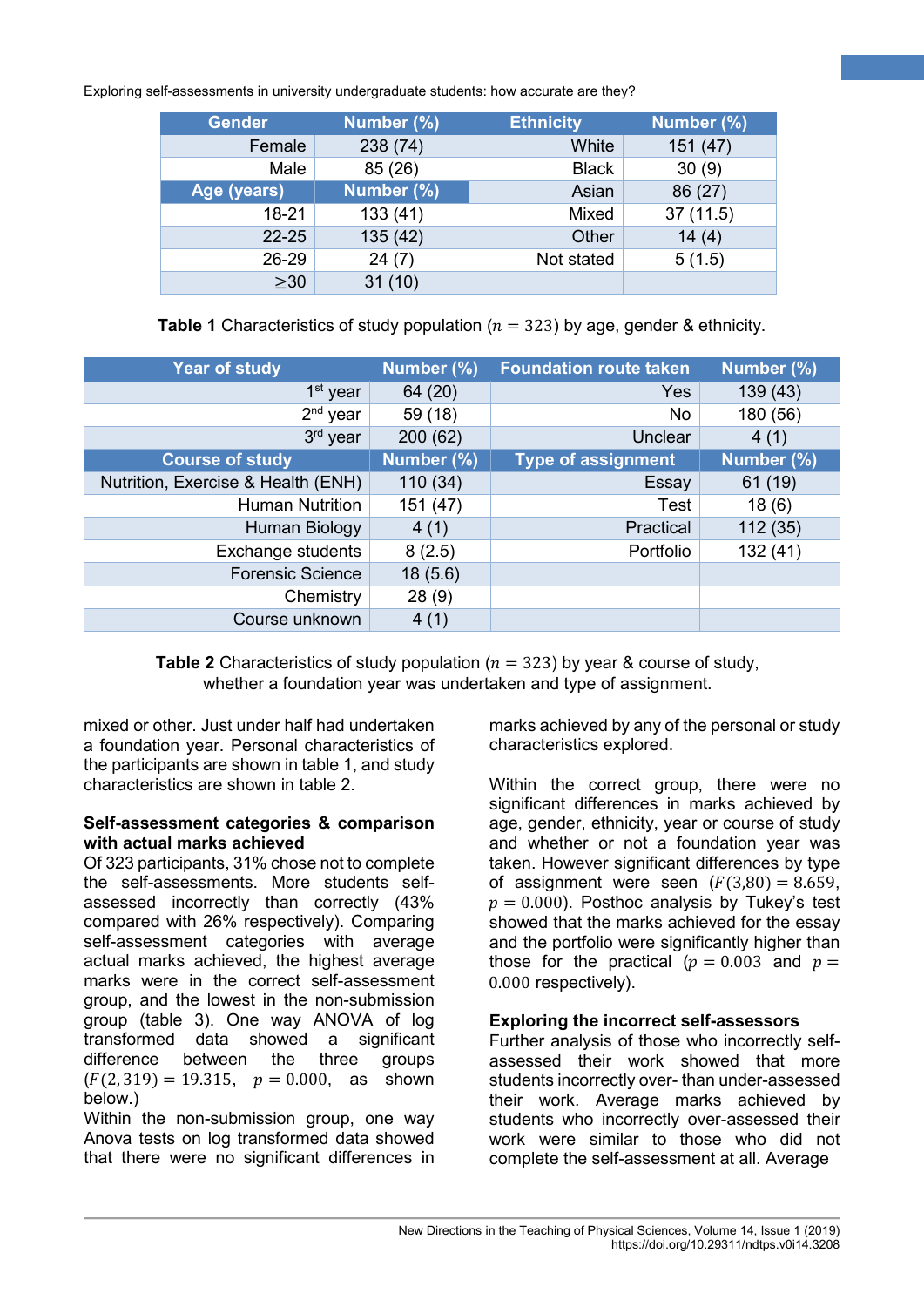| Gender | Number (%) | Ethnicity | Number (%) |
|---|---|---|---|
| Female | 238 (74) | White | 151 (47) |
| Male | 85 (26) | Black | 30 (9) |
| **Age (years)** | **Number (%)** | Asian | 86 (27) |
| 18-21 | 133 (41) | Mixed | 37 (11.5) |
| 22-25 | 135 (42) | Other | 14 (4) |
| 26-29 | 24 (7) | Not stated | 5 (1.5) |
| ≥30 | 31 (10) | | |

**Table 1** Characteristics of study population ($n = 323$) by age, gender & ethnicity.

| Year of study | Number (%) | Foundation route taken | Number (%) |
|---|---|---|---|
| 1st year | 64 (20) | Yes | 139 (43) |
| 2nd year | 59 (18) | No | 180 (56) |
| 3rd year | 200 (62) | Unclear | 4 (1) |
| **Course of study** | **Number (%)** | **Type of assignment** | **Number (%)** |
| Nutrition, Exercise & Health (ENH) | 110 (34) | Essay | 61 (19) |
| Human Nutrition | 151 (47) | Test | 18 (6) |
| Human Biology | 4 (1) | Practical | 112 (35) |
| Exchange students | 8 (2.5) | Portfolio | 132 (41) |
| Forensic Science | 18 (5.6) | | |
| Chemistry | 28 (9) | | |
| Course unknown | 4 (1) | | |

**Table 2** Characteristics of study population ($n = 323$) by year & course of study, whether a foundation year was undertaken and type of assignment.

mixed or other. Just under half had undertaken a foundation year. Personal characteristics of the participants are shown in table 1, and study characteristics are shown in table 2.

### Self-assessment categories & comparison with actual marks achieved

Of 323 participants, 31% chose not to complete the self-assessments. More students self-assessed incorrectly than correctly (43% compared with 26% respectively). Comparing self-assessment categories with average actual marks achieved, the highest average marks were in the correct self-assessment group, and the lowest in the non-submission group (table 3). One way ANOVA of log transformed data showed a significant difference between the three groups ($F(2,319) = 19.315$, $p = 0.000$, as shown below.)

Within the non-submission group, one way Anova tests on log transformed data showed that there were no significant differences in marks achieved by any of the personal or study characteristics explored.

Within the correct group, there were no significant differences in marks achieved by age, gender, ethnicity, year or course of study and whether or not a foundation year was taken. However significant differences by type of assignment were seen ($F(3,80) = 8.659$, $p = 0.000$). Posthoc analysis by Tukey's test showed that the marks achieved for the essay and the portfolio were significantly higher than those for the practical ($p = 0.003$ and $p = 0.000$ respectively).

### Exploring the incorrect self-assessors

Further analysis of those who incorrectly self-assessed their work showed that more students incorrectly over- than under-assessed their work. Average marks achieved by students who incorrectly over-assessed their work were similar to those who did not complete the self-assessment at all. Average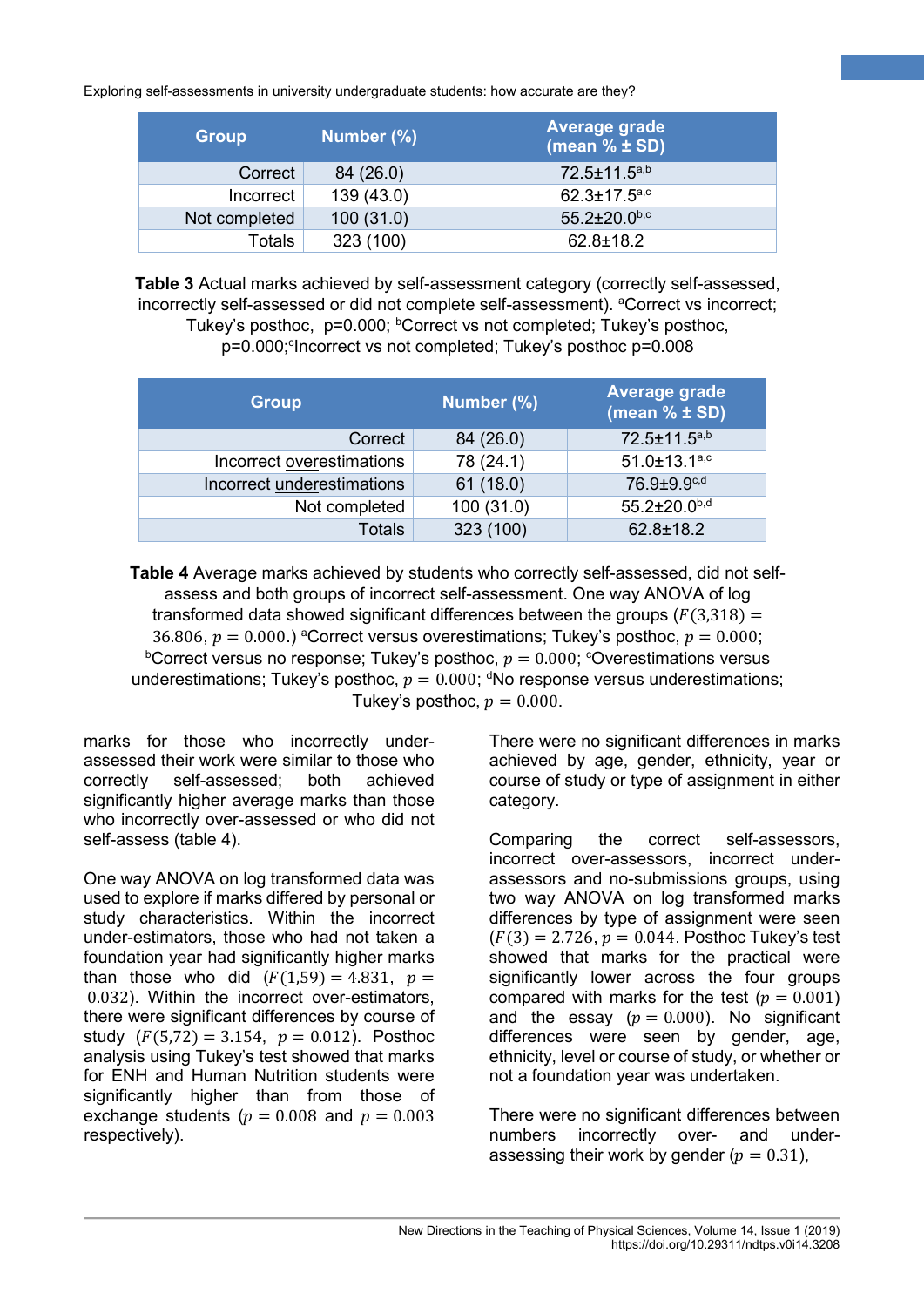| Group | Number (%) | Average grade (mean % ± SD) |
|---|---|---|
| Correct | 84 (26.0) | 72.5±11.5[a,b] |
| Incorrect | 139 (43.0) | 62.3±17.5[a,c] |
| Not completed | 100 (31.0) | 55.2±20.0[b,c] |
| Totals | 323 (100) | 62.8±18.2 |

**Table 3** Actual marks achieved by self-assessment category (correctly self-assessed, incorrectly self-assessed or did not complete self-assessment). [a]Correct vs incorrect; Tukey's posthoc, p=0.000; [b]Correct vs not completed; Tukey's posthoc, p=0.000;[c]Incorrect vs not completed; Tukey's posthoc p=0.008

| Group | Number (%) | Average grade (mean % ± SD) |
|---|---|---|
| Correct | 84 (26.0) | 72.5±11.5[a,b] |
| Incorrect overestimations | 78 (24.1) | 51.0±13.1[a,c] |
| Incorrect underestimations | 61 (18.0) | 76.9±9.9[c,d] |
| Not completed | 100 (31.0) | 55.2±20.0[b,d] |
| Totals | 323 (100) | 62.8±18.2 |

**Table 4** Average marks achieved by students who correctly self-assessed, did not self-assess and both groups of incorrect self-assessment. One way ANOVA of log transformed data showed significant differences between the groups ($F(3,318) = 36.806$, $p = 0.000$.) [a]Correct versus overestimations; Tukey's posthoc, $p = 0.000$; [b]Correct versus no response; Tukey's posthoc, $p = 0.000$; [c]Overestimations versus underestimations; Tukey's posthoc, $p = 0.000$; [d]No response versus underestimations; Tukey's posthoc, $p = 0.000$.

marks for those who incorrectly under-assessed their work were similar to those who correctly self-assessed; both achieved significantly higher average marks than those who incorrectly over-assessed or who did not self-assess (table 4).

One way ANOVA on log transformed data was used to explore if marks differed by personal or study characteristics. Within the incorrect under-estimators, those who had not taken a foundation year had significantly higher marks than those who did ($F(1,59) = 4.831$, $p = 0.032$). Within the incorrect over-estimators, there were significant differences by course of study ($F(5,72) = 3.154$, $p = 0.012$). Posthoc analysis using Tukey's test showed that marks for ENH and Human Nutrition students were significantly higher than from those of exchange students ($p = 0.008$ and $p = 0.003$ respectively).

There were no significant differences in marks achieved by age, gender, ethnicity, year or course of study or type of assignment in either category.

Comparing the correct self-assessors, incorrect over-assessors, incorrect under-assessors and no-submissions groups, using two way ANOVA on log transformed marks differences by type of assignment were seen ($F(3) = 2.726$, $p = 0.044$. Posthoc Tukey's test showed that marks for the practical were significantly lower across the four groups compared with marks for the test ($p = 0.001$) and the essay ($p = 0.000$). No significant differences were seen by gender, age, ethnicity, level or course of study, or whether or not a foundation year was undertaken.

There were no significant differences between numbers incorrectly over- and under-assessing their work by gender ($p = 0.31$),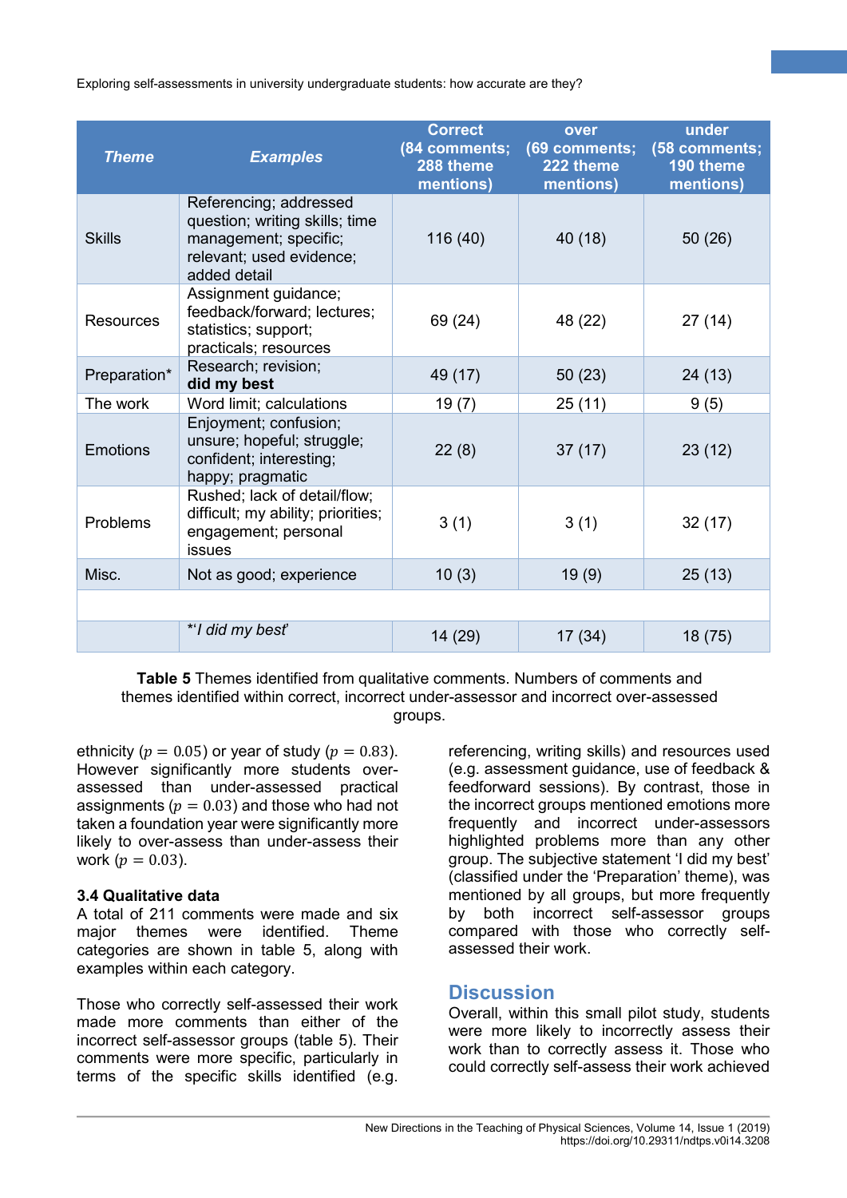| *Theme* | *Examples* | Correct (84 comments; 288 theme mentions) | over (69 comments; 222 theme mentions) | under (58 comments; 190 theme mentions) |
|---|---|---|---|---|
| Skills | Referencing; addressed question; writing skills; time management; specific; relevant; used evidence; added detail | 116 (40) | 40 (18) | 50 (26) |
| Resources | Assignment guidance; feedback/forward; lectures; statistics; support; practicals; resources | 69 (24) | 48 (22) | 27 (14) |
| Preparation* | Research; revision; **did my best** | 49 (17) | 50 (23) | 24 (13) |
| The work | Word limit; calculations | 19 (7) | 25 (11) | 9 (5) |
| Emotions | Enjoyment; confusion; unsure; hopeful; struggle; confident; interesting; happy; pragmatic | 22 (8) | 37 (17) | 23 (12) |
| Problems | Rushed; lack of detail/flow; difficult; my ability; priorities; engagement; personal issues | 3 (1) | 3 (1) | 32 (17) |
| Misc. | Not as good; experience | 10 (3) | 19 (9) | 25 (13) |
| | | | | |
| | *'I did my best'* | 14 (29) | 17 (34) | 18 (75) |

**Table 5** Themes identified from qualitative comments. Numbers of comments and themes identified within correct, incorrect under-assessor and incorrect over-assessed groups.

ethnicity ($p = 0.05$) or year of study ($p = 0.83$). However significantly more students over-assessed than under-assessed practical assignments ($p = 0.03$) and those who had not taken a foundation year were significantly more likely to over-assess than under-assess their work ($p = 0.03$).

### 3.4 Qualitative data

A total of 211 comments were made and six major themes were identified. Theme categories are shown in table 5, along with examples within each category.

Those who correctly self-assessed their work made more comments than either of the incorrect self-assessor groups (table 5). Their comments were more specific, particularly in terms of the specific skills identified (e.g. referencing, writing skills) and resources used (e.g. assessment guidance, use of feedback & feedforward sessions). By contrast, those in the incorrect groups mentioned emotions more frequently and incorrect under-assessors highlighted problems more than any other group. The subjective statement 'I did my best' (classified under the 'Preparation' theme), was mentioned by all groups, but more frequently by both incorrect self-assessor groups compared with those who correctly self-assessed their work.

## Discussion

Overall, within this small pilot study, students were more likely to incorrectly assess their work than to correctly assess it. Those who could correctly self-assess their work achieved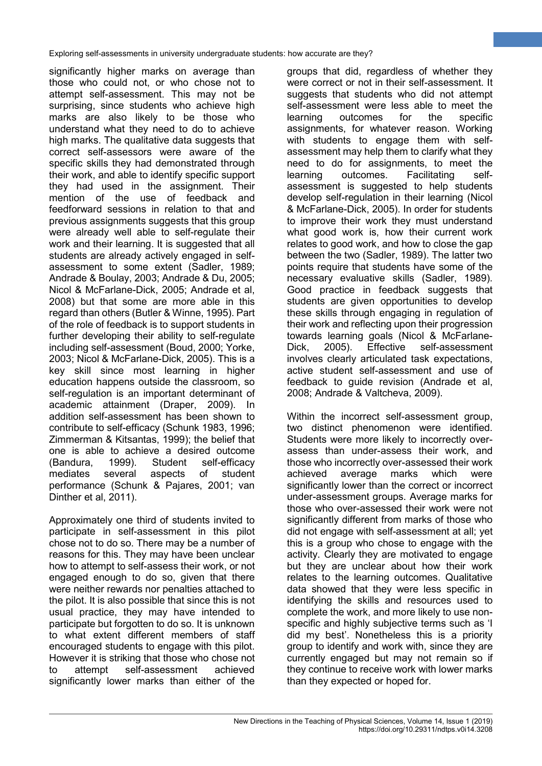significantly higher marks on average than those who could not, or who chose not to attempt self-assessment. This may not be surprising, since students who achieve high marks are also likely to be those who understand what they need to do to achieve high marks. The qualitative data suggests that correct self-assessors were aware of the specific skills they had demonstrated through their work, and able to identify specific support they had used in the assignment. Their mention of the use of feedback and feedforward sessions in relation to that and previous assignments suggests that this group were already well able to self-regulate their work and their learning. It is suggested that all students are already actively engaged in self-assessment to some extent (Sadler, 1989; Andrade & Boulay, 2003; Andrade & Du, 2005; Nicol & McFarlane-Dick, 2005; Andrade et al, 2008) but that some are more able in this regard than others (Butler & Winne, 1995). Part of the role of feedback is to support students in further developing their ability to self-regulate including self-assessment (Boud, 2000; Yorke, 2003; Nicol & McFarlane-Dick, 2005). This is a key skill since most learning in higher education happens outside the classroom, so self-regulation is an important determinant of academic attainment (Draper, 2009). In addition self-assessment has been shown to contribute to self-efficacy (Schunk 1983, 1996; Zimmerman & Kitsantas, 1999); the belief that one is able to achieve a desired outcome (Bandura, 1999). Student self-efficacy mediates several aspects of student performance (Schunk & Pajares, 2001; van Dinther et al, 2011).

Approximately one third of students invited to participate in self-assessment in this pilot chose not to do so. There may be a number of reasons for this. They may have been unclear how to attempt to self-assess their work, or not engaged enough to do so, given that there were neither rewards nor penalties attached to the pilot. It is also possible that since this is not usual practice, they may have intended to participate but forgotten to do so. It is unknown to what extent different members of staff encouraged students to engage with this pilot. However it is striking that those who chose not to attempt self-assessment achieved significantly lower marks than either of the groups that did, regardless of whether they were correct or not in their self-assessment. It suggests that students who did not attempt self-assessment were less able to meet the learning outcomes for the specific assignments, for whatever reason. Working with students to engage them with self-assessment may help them to clarify what they need to do for assignments, to meet the learning outcomes. Facilitating self-assessment is suggested to help students develop self-regulation in their learning (Nicol & McFarlane-Dick, 2005). In order for students to improve their work they must understand what good work is, how their current work relates to good work, and how to close the gap between the two (Sadler, 1989). The latter two points require that students have some of the necessary evaluative skills (Sadler, 1989). Good practice in feedback suggests that students are given opportunities to develop these skills through engaging in regulation of their work and reflecting upon their progression towards learning goals (Nicol & McFarlane-Dick, 2005). Effective self-assessment involves clearly articulated task expectations, active student self-assessment and use of feedback to guide revision (Andrade et al, 2008; Andrade & Valtcheva, 2009).

Within the incorrect self-assessment group, two distinct phenomenon were identified. Students were more likely to incorrectly over-assess than under-assess their work, and those who incorrectly over-assessed their work achieved average marks which were significantly lower than the correct or incorrect under-assessment groups. Average marks for those who over-assessed their work were not significantly different from marks of those who did not engage with self-assessment at all; yet this is a group who chose to engage with the activity. Clearly they are motivated to engage but they are unclear about how their work relates to the learning outcomes. Qualitative data showed that they were less specific in identifying the skills and resources used to complete the work, and more likely to use non-specific and highly subjective terms such as 'I did my best'. Nonetheless this is a priority group to identify and work with, since they are currently engaged but may not remain so if they continue to receive work with lower marks than they expected or hoped for.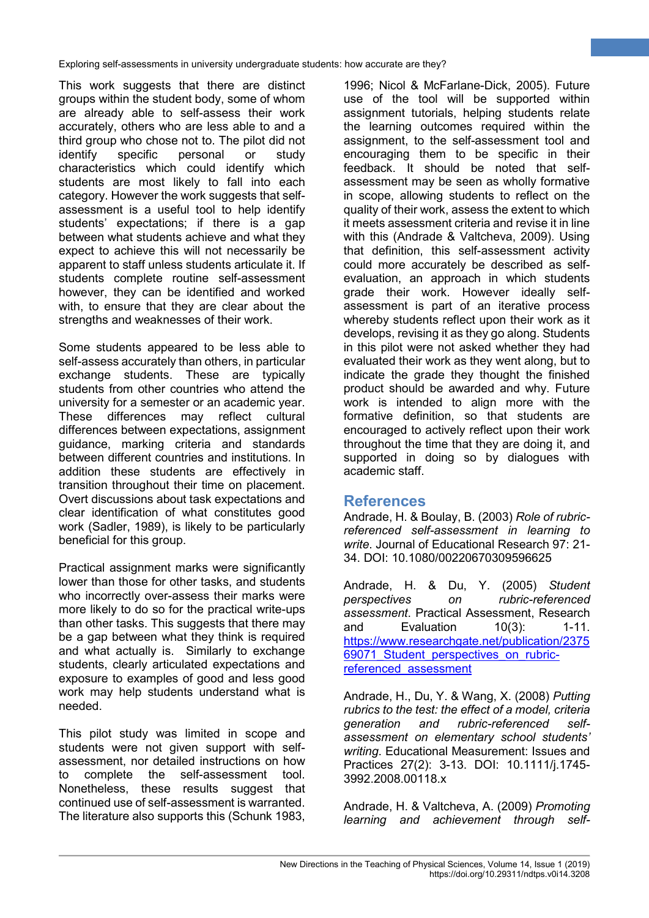This work suggests that there are distinct groups within the student body, some of whom are already able to self-assess their work accurately, others who are less able to and a third group who chose not to. The pilot did not identify specific personal or study characteristics which could identify which students are most likely to fall into each category. However the work suggests that self-assessment is a useful tool to help identify students' expectations; if there is a gap between what students achieve and what they expect to achieve this will not necessarily be apparent to staff unless students articulate it. If students complete routine self-assessment however, they can be identified and worked with, to ensure that they are clear about the strengths and weaknesses of their work.

Some students appeared to be less able to self-assess accurately than others, in particular exchange students. These are typically students from other countries who attend the university for a semester or an academic year. These differences may reflect cultural differences between expectations, assignment guidance, marking criteria and standards between different countries and institutions. In addition these students are effectively in transition throughout their time on placement. Overt discussions about task expectations and clear identification of what constitutes good work (Sadler, 1989), is likely to be particularly beneficial for this group.

Practical assignment marks were significantly lower than those for other tasks, and students who incorrectly over-assess their marks were more likely to do so for the practical write-ups than other tasks. This suggests that there may be a gap between what they think is required and what actually is. Similarly to exchange students, clearly articulated expectations and exposure to examples of good and less good work may help students understand what is needed.

This pilot study was limited in scope and students were not given support with self-assessment, nor detailed instructions on how to complete the self-assessment tool. Nonetheless, these results suggest that continued use of self-assessment is warranted. The literature also supports this (Schunk 1983, 1996; Nicol & McFarlane-Dick, 2005). Future use of the tool will be supported within assignment tutorials, helping students relate the learning outcomes required within the assignment, to the self-assessment tool and encouraging them to be specific in their feedback. It should be noted that self-assessment may be seen as wholly formative in scope, allowing students to reflect on the quality of their work, assess the extent to which it meets assessment criteria and revise it in line with this (Andrade & Valtcheva, 2009). Using that definition, this self-assessment activity could more accurately be described as self-evaluation, an approach in which students grade their work. However ideally self-assessment is part of an iterative process whereby students reflect upon their work as it develops, revising it as they go along. Students in this pilot were not asked whether they had evaluated their work as they went along, but to indicate the grade they thought the finished product should be awarded and why. Future work is intended to align more with the formative definition, so that students are encouraged to actively reflect upon their work throughout the time that they are doing it, and supported in doing so by dialogues with academic staff.

## References

Andrade, H. & Boulay, B. (2003) *Role of rubric-referenced self-assessment in learning to write*. Journal of Educational Research 97: 21-34. DOI: 10.1080/00220670309596625

Andrade, H. & Du, Y. (2005) *Student perspectives on rubric-referenced assessment*. Practical Assessment, Research and Evaluation 10(3): 1-11. https://www.researchgate.net/publication/237569071_Student_perspectives_on_rubric-referenced_assessment

Andrade, H., Du, Y. & Wang, X. (2008) *Putting rubrics to the test: the effect of a model, criteria generation and rubric-referenced self-assessment on elementary school students' writing*. Educational Measurement: Issues and Practices 27(2): 3-13. DOI: 10.1111/j.1745-3992.2008.00118.x

Andrade, H. & Valtcheva, A. (2009) *Promoting learning and achievement through self-*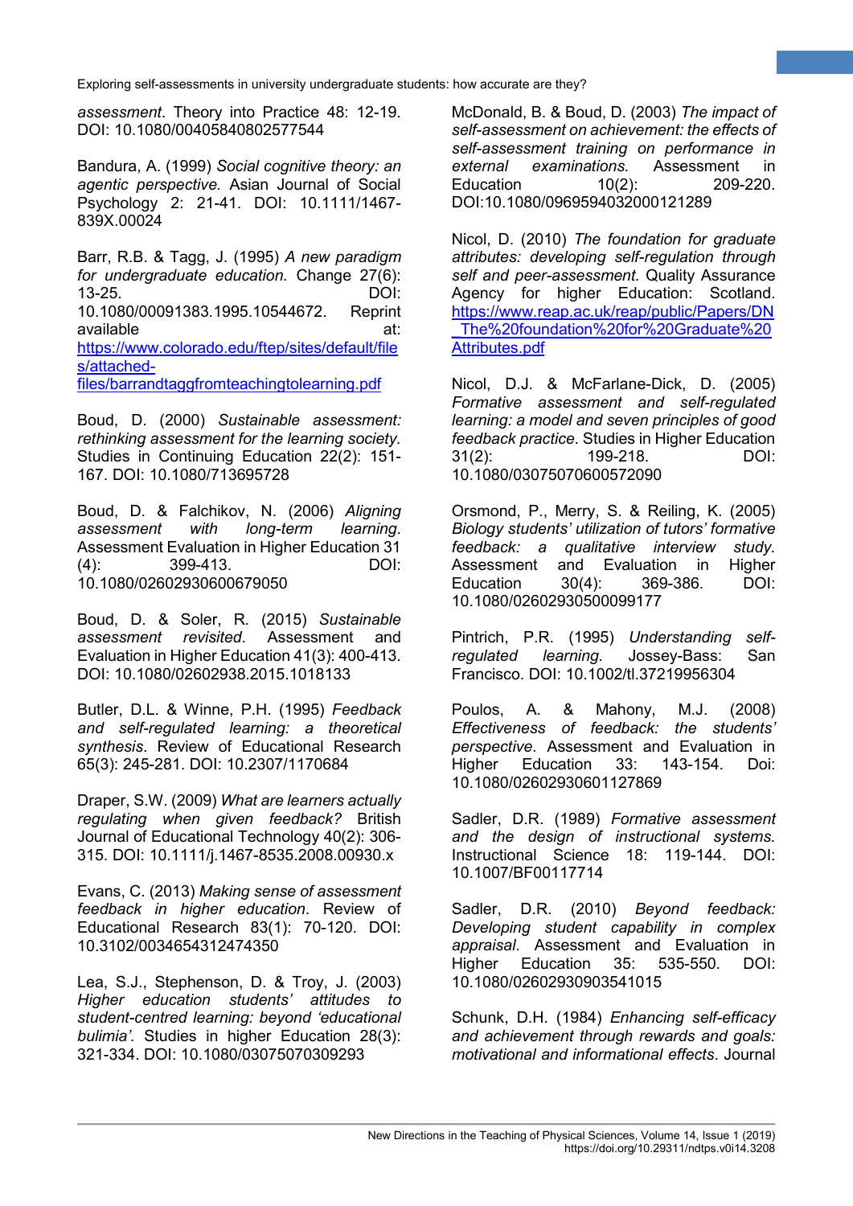*assessment*. Theory into Practice 48: 12-19. DOI: 10.1080/00405840802577544

Bandura, A. (1999) *Social cognitive theory: an agentic perspective.* Asian Journal of Social Psychology 2: 21-41. DOI: 10.1111/1467-839X.00024

Barr, R.B. & Tagg, J. (1995) *A new paradigm for undergraduate education.* Change 27(6): 13-25. DOI: 10.1080/00091383.1995.10544672. Reprint available at: https://www.colorado.edu/ftep/sites/default/files/attached-files/barrandtaggfromteachingtolearning.pdf

Boud, D. (2000) *Sustainable assessment: rethinking assessment for the learning society.* Studies in Continuing Education 22(2): 151-167. DOI: 10.1080/713695728

Boud, D. & Falchikov, N. (2006) *Aligning assessment with long-term learning*. Assessment Evaluation in Higher Education 31 (4): 399-413. DOI: 10.1080/02602930600679050

Boud, D. & Soler, R. (2015) *Sustainable assessment revisited*. Assessment and Evaluation in Higher Education 41(3): 400-413. DOI: 10.1080/02602938.2015.1018133

Butler, D.L. & Winne, P.H. (1995) *Feedback and self-regulated learning: a theoretical synthesis*. Review of Educational Research 65(3): 245-281. DOI: 10.2307/1170684

Draper, S.W. (2009) *What are learners actually regulating when given feedback?* British Journal of Educational Technology 40(2): 306-315. DOI: 10.1111/j.1467-8535.2008.00930.x

Evans, C. (2013) *Making sense of assessment feedback in higher education*. Review of Educational Research 83(1): 70-120. DOI: 10.3102/0034654312474350

Lea, S.J., Stephenson, D. & Troy, J. (2003) *Higher education students' attitudes to student-centred learning: beyond 'educational bulimia'.* Studies in higher Education 28(3): 321-334. DOI: 10.1080/03075070309293

McDonald, B. & Boud, D. (2003) *The impact of self-assessment on achievement: the effects of self-assessment training on performance in external examinations.* Assessment in Education 10(2): 209-220. DOI:10.1080/0969594032000121289

Nicol, D. (2010) *The foundation for graduate attributes: developing self-regulation through self and peer-assessment.* Quality Assurance Agency for higher Education: Scotland. https://www.reap.ac.uk/reap/public/Papers/DN_The%20foundation%20for%20Graduate%20Attributes.pdf

Nicol, D.J. & McFarlane-Dick, D. (2005) *Formative assessment and self-regulated learning: a model and seven principles of good feedback practice*. Studies in Higher Education 31(2): 199-218. DOI: 10.1080/03075070600572090

Orsmond, P., Merry, S. & Reiling, K. (2005) *Biology students' utilization of tutors' formative feedback: a qualitative interview study*. Assessment and Evaluation in Higher Education 30(4): 369-386. DOI: 10.1080/02602930500099177

Pintrich, P.R. (1995) *Understanding self-regulated learning*. Jossey-Bass: San Francisco. DOI: 10.1002/tl.37219956304

Poulos, A. & Mahony, M.J. (2008) *Effectiveness of feedback: the students' perspective*. Assessment and Evaluation in Higher Education 33: 143-154. Doi: 10.1080/02602930601127869

Sadler, D.R. (1989) *Formative assessment and the design of instructional systems.* Instructional Science 18: 119-144. DOI: 10.1007/BF00117714

Sadler, D.R. (2010) *Beyond feedback: Developing student capability in complex appraisal*. Assessment and Evaluation in Higher Education 35: 535-550. DOI: 10.1080/02602930903541015

Schunk, D.H. (1984) *Enhancing self-efficacy and achievement through rewards and goals: motivational and informational effects*. Journal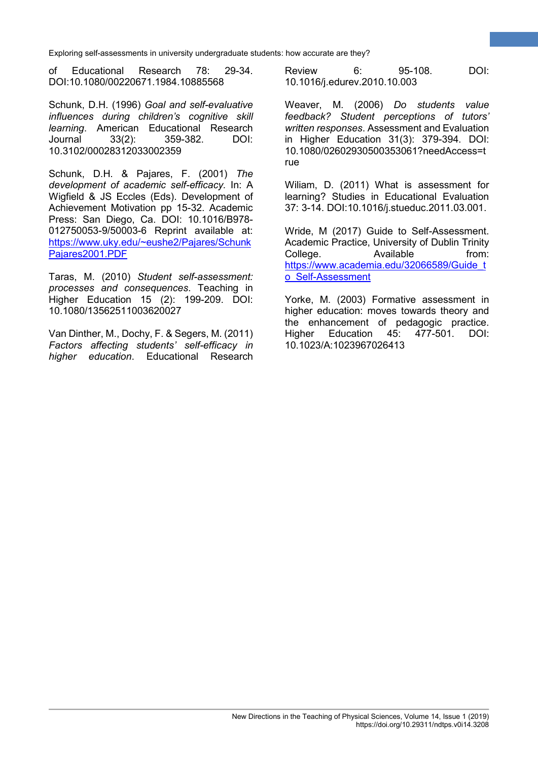of Educational Research 78: 29-34. DOI:10.1080/00220671.1984.10885568

Schunk, D.H. (1996) *Goal and self-evaluative influences during children's cognitive skill learning*. American Educational Research Journal 33(2): 359-382. DOI: 10.3102/00028312033002359

Schunk, D.H. & Pajares, F. (2001) *The development of academic self-efficacy.* In: A Wigfield & JS Eccles (Eds). Development of Achievement Motivation pp 15-32. Academic Press: San Diego, Ca. DOI: 10.1016/B978-012750053-9/50003-6 Reprint available at: https://www.uky.edu/~eushe2/Pajares/SchunkPajares2001.PDF

Taras, M. (2010) *Student self-assessment: processes and consequences*. Teaching in Higher Education 15 (2): 199-209. DOI: 10.1080/13562511003620027

Van Dinther, M., Dochy, F. & Segers, M. (2011) *Factors affecting students' self-efficacy in higher education*. Educational Research Review 6: 95-108. DOI: 10.1016/j.edurev.2010.10.003

Weaver, M. (2006) *Do students value feedback? Student perceptions of tutors' written responses*. Assessment and Evaluation in Higher Education 31(3): 379-394. DOI: 10.1080/02602930500353061?needAccess=true

Wiliam, D. (2011) What is assessment for learning? Studies in Educational Evaluation 37: 3-14. DOI:10.1016/j.stueduc.2011.03.001.

Wride, M (2017) Guide to Self-Assessment. Academic Practice, University of Dublin Trinity College. Available from: https://www.academia.edu/32066589/Guide_to_Self-Assessment

Yorke, M. (2003) Formative assessment in higher education: moves towards theory and the enhancement of pedagogic practice. Higher Education 45: 477-501. DOI: 10.1023/A:1023967026413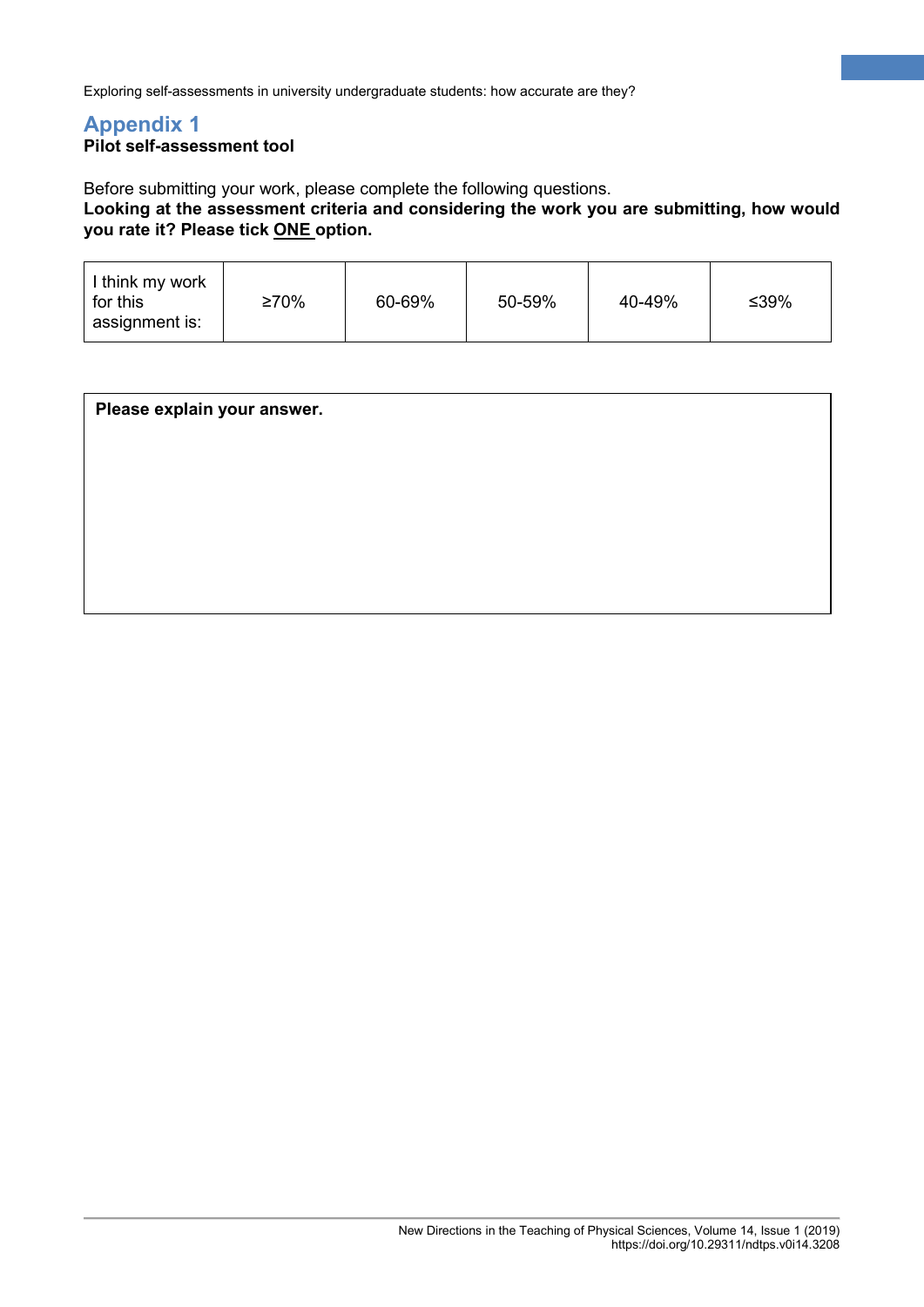## Appendix 1

**Pilot self-assessment tool**

Before submitting your work, please complete the following questions.

**Looking at the assessment criteria and considering the work you are submitting, how would you rate it? Please tick ONE option.**

| | | | | | |
|---|---|---|---|---|---|
| I think my work for this assignment is: | ≥70% | 60-69% | 50-59% | 40-49% | ≤39% |

| **Please explain your answer.** |
|---|
| |